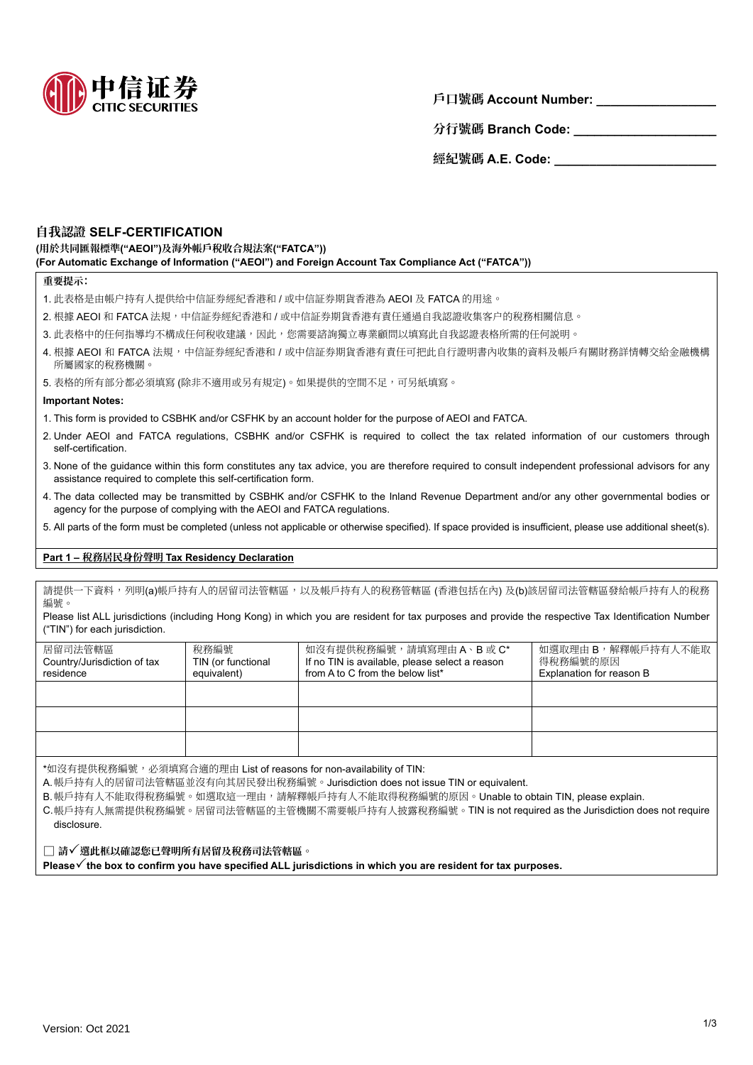中信证券 CITIC SECURITIES

**戶口號碼 Account Number: ________________**

**分行號碼 Branch Code: ____________________**

**經紀號碼 A.E. Code: ______________________**

## 自我認證 SELF-CERTIFICATION

**(用於共同匯報標準("AEOI")及海外帳戶稅收合規法案("FATCA"))**
**(For Automatic Exchange of Information ("AEOI") and Foreign Account Tax Compliance Act ("FATCA"))**

**重要提示:**

1. 此表格是由帳戶持有人提供給中信証券經紀香港和 / 或中信証券期貨香港為 AEOI 及 FATCA 的用途。
2. 根據 AEOI 和 FATCA 法規，中信証券經紀香港和 / 或中信証券期貨香港有責任通過自我認證收集客户的稅務相關信息。
3. 此表格中的任何指導均不構成任何稅收建議，因此，您需要諮詢獨立專業顧問以填寫此自我認證表格所需的任何說明。
4. 根據 AEOI 和 FATCA 法規，中信証券經紀香港和 / 或中信証券期貨香港有責任可把此自行證明書內收集的資料及帳戶有關財務詳情轉交給金融機構所屬國家的稅務機關。
5. 表格的所有部分都必須填寫 (除非不適用或另有規定)。如果提供的空間不足，可另紙填寫。

**Important Notes:**

1. This form is provided to CSBHK and/or CSFHK by an account holder for the purpose of AEOI and FATCA.
2. Under AEOI and FATCA regulations, CSBHK and/or CSFHK is required to collect the tax related information of our customers through self-certification.
3. None of the guidance within this form constitutes any tax advice, you are therefore required to consult independent professional advisors for any assistance required to complete this self-certification form.
4. The data collected may be transmitted by CSBHK and/or CSFHK to the Inland Revenue Department and/or any other governmental bodies or agency for the purpose of complying with the AEOI and FATCA regulations.
5. All parts of the form must be completed (unless not applicable or otherwise specified). If space provided is insufficient, please use additional sheet(s).

### Part 1 – 稅務居民身份聲明 Tax Residency Declaration

請提供一下資料，列明(a)帳戶持有人的居留司法管轄區，以及帳戶持有人的稅務管轄區 (香港包括在內) 及(b)該居留司法管轄區發給帳戶持有人的稅務編號。

Please list ALL jurisdictions (including Hong Kong) in which you are resident for tax purposes and provide the respective Tax Identification Number ("TIN") for each jurisdiction.

| 居留司法管轄區 Country/Jurisdiction of tax residence | 稅務編號 TIN (or functional equivalent) | 如沒有提供稅務編號，請填寫理由 A、B 或 C* If no TIN is available, please select a reason from A to C from the below list* | 如選取理由 B，解釋帳戶持有人不能取得稅務編號的原因 Explanation for reason B |
|---|---|---|---|
| | | | |
| | | | |
| | | | |

*如沒有提供稅務編號，必須填寫合適的理由 List of reasons for non-availability of TIN:

A. 帳戶持有人的居留司法管轄區並沒有向其居民發出稅務編號。Jurisdiction does not issue TIN or equivalent.
B. 帳戶持有人不能取得稅務編號。如選取這一理由，請解釋帳戶持有人不能取得稅務編號的原因。Unable to obtain TIN, please explain.
C. 帳戶持有人無需提供稅務編號。居留司法管轄區的主管機關不需要帳戶持有人披露稅務編號。TIN is not required as the Jurisdiction does not require disclosure.

☐ **請✓選此框以確認您已聲明所有居留及稅務司法管轄區。**
**Please✓ the box to confirm you have specified ALL jurisdictions in which you are resident for tax purposes.**

Version: Oct 2021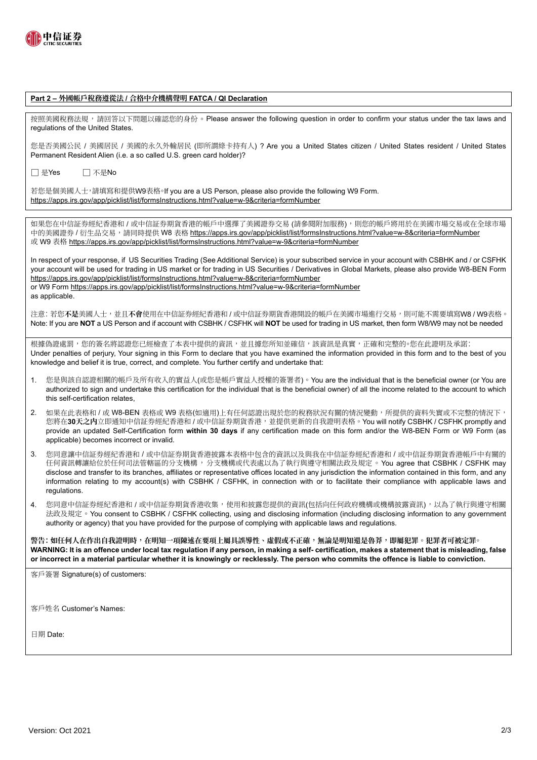## Part 2 – 外國帳戶稅務遵從法 / 合格中介機構聲明 FATCA / QI Declaration

按照美國稅務法規，請回答以下問題以確認您的身份。Please answer the following question in order to confirm your status under the tax laws and regulations of the United States.

您是否美國公民 / 美國居民 / 美國的永久外輸居民 (即所謂綠卡持有人) ? Are you a United States citizen / United States resident / United States Permanent Resident Alien (i.e. a so called U.S. green card holder)?

☐ 是Yes　　☐ 不是No

若您是個美國人士，請填寫和提供W9表格。If you are a US Person, please also provide the following W9 Form.
https://apps.irs.gov/app/picklist/list/formsInstructions.html?value=w-9&criteria=formNumber

如果您在中信証券經紀香港和 / 或中信証券期貨香港的帳戶中選擇了美國證券交易 (請參閱附加服務)，則您的帳戶將用於在美國市場交易或在全球市場中的美國證券 / 衍生品交易，請同時提供 W8 表格 https://apps.irs.gov/app/picklist/list/formsInstructions.html?value=w-8&criteria=formNumber 或 W9 表格 https://apps.irs.gov/app/picklist/list/formsInstructions.html?value=w-9&criteria=formNumber

In respect of your response, if US Securities Trading (See Additional Service) is your subscribed service in your account with CSBHK and / or CSFHK your account will be used for trading in US market or for trading in US Securities / Derivatives in Global Markets, please also provide W8-BEN Form https://apps.irs.gov/app/picklist/list/formsInstructions.html?value=w-8&criteria=formNumber
or W9 Form https://apps.irs.gov/app/picklist/list/formsInstructions.html?value=w-9&criteria=formNumber
as applicable.

注意: 若您**不是**美國人士，並且**不會**使用在中信証券經紀香港和 / 或中信証券期貨香港開設的帳戶在美國市場進行交易，則可能不需要填寫W8 / W9表格。
Note: If you are **NOT** a US Person and if account with CSBHK / CSFHK will **NOT** be used for trading in US market, then form W8/W9 may not be needed

根據偽證處罰，您的簽名將認證您已經檢查了本表中提供的資訊，並且據您所知並確信，該資訊是真實，正確和完整的。您在此證明及承諾:
Under penalties of perjury, Your signing in this Form to declare that you have examined the information provided in this form and to the best of you knowledge and belief it is true, correct, and complete. You further certify and undertake that:

1. 您是與該自認證相關的帳戶及所有收入的實益人(或您是帳戶實益人授權的簽署者)。You are the individual that is the beneficial owner (or You are authorized to sign and undertake this certification for the individual that is the beneficial owner) of all the income related to the account to which this self-certification relates,
2. 如果在此表格和 / 或 W8-BEN 表格或 W9 表格(如適用)上有任何認證出現於您的稅務狀況有關的情況變動，所提供的資料失實或不完整的情況下，您將在**30天之內**立即通知中信証券經紀香港和 / 或中信証券期貨香港，並提供更新的自我證明表格。You will notify CSBHK / CSFHK promptly and provide an updated Self-Certification form **within 30 days** if any certification made on this form and/or the W8-BEN Form or W9 Form (as applicable) becomes incorrect or invalid.
3. 您同意讓中信証券經紀香港和 / 或中信証券期貨香港披露本表格中包含的資訊以及與我在中信証券經紀香港和 / 或中信証券期貨香港帳戶中有關的任何資訊轉讓給位於任何司法管轄區的分支機構，分支機構或代表處以為了執行與遵守相關法政及規定。You agree that CSBHK / CSFHK may disclose and transfer to its branches, affiliates or representative offices located in any jurisdiction the information contained in this form, and any information relating to my account(s) with CSBHK / CSFHK, in connection with or to facilitate their compliance with applicable laws and regulations.
4. 您同意中信証券經紀香港和 / 或中信証券期貨香港收集，使用和披露您提供的資訊(包括向任何政府機構或機構披露資訊)，以為了執行與遵守相關法政及規定。You consent to CSBHK / CSFHK collecting, using and disclosing information (including disclosing information to any government authority or agency) that you have provided for the purpose of complying with applicable laws and regulations.

**警告: 如任何人在作出自我證明時，在明知一項陳述在要項上屬具誤導性、虛假或不正確，無論是明知還是魯莽，即屬犯罪。犯罪者可被定罪。**
**WARNING: It is an offence under local tax regulation if any person, in making a self- certification, makes a statement that is misleading, false or incorrect in a material particular whether it is knowingly or recklessly. The person who commits the offence is liable to conviction.**

客戶簽署 Signature(s) of customers:

客戶姓名 Customer's Names:

日期 Date:

Version: Oct 2021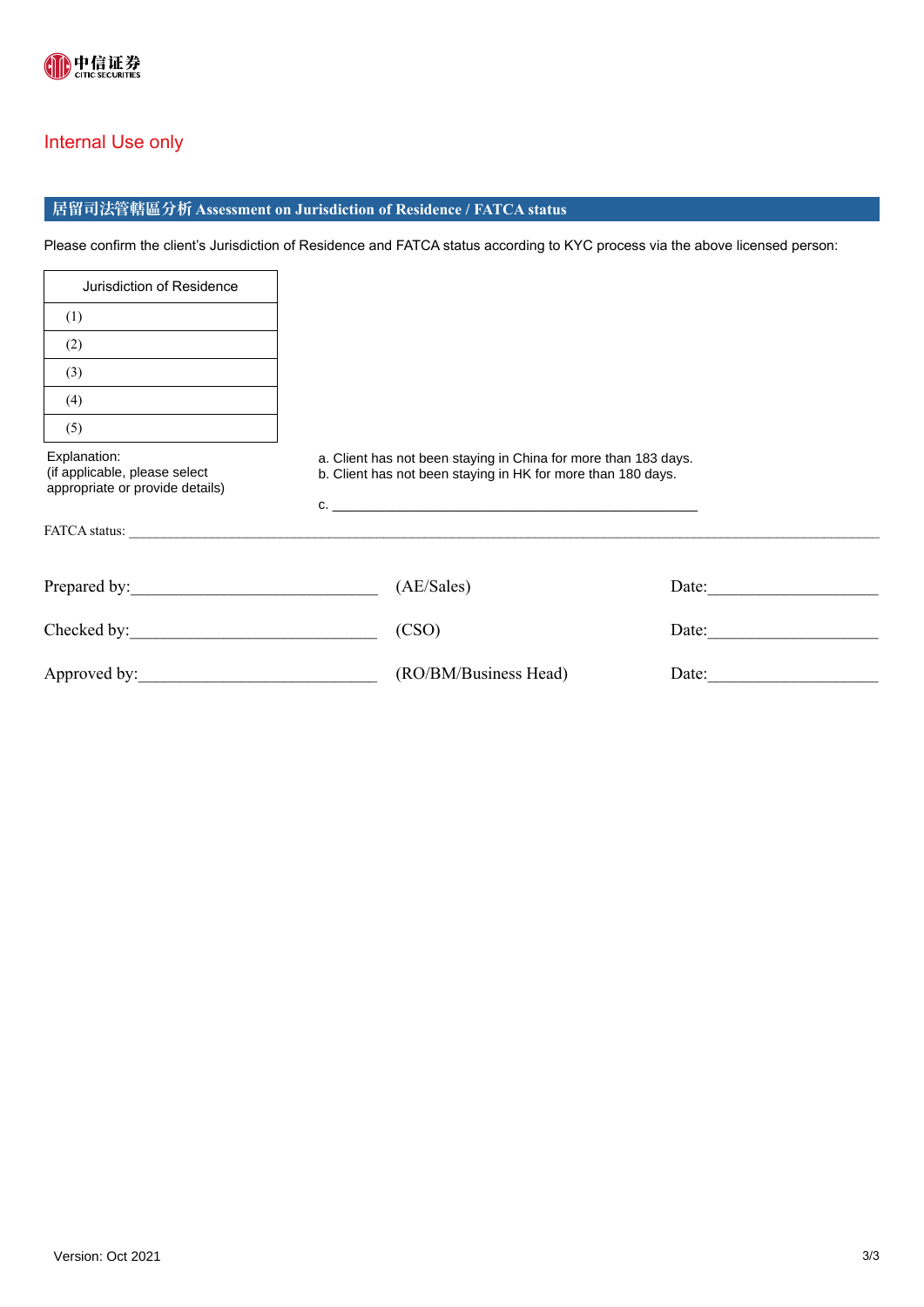中信证券 CITIC SECURITIES

Internal Use only

## 居留司法管轄區分析 Assessment on Jurisdiction of Residence / FATCA status

Please confirm the client's Jurisdiction of Residence and FATCA status according to KYC process via the above licensed person:

| Jurisdiction of Residence |
|---|
| (1) |
| (2) |
| (3) |
| (4) |
| (5) |

Explanation:
(if applicable, please select appropriate or provide details)

a. Client has not been staying in China for more than 183 days.
b. Client has not been staying in HK for more than 180 days.

c. ______________________________________________

FATCA status: ________________________________________________________________________________________________

Prepared by:____________________________ (AE/Sales) Date:____________________

Checked by:____________________________ (CSO) Date:____________________

Approved by:____________________________ (RO/BM/Business Head) Date:____________________

Version: Oct 2021